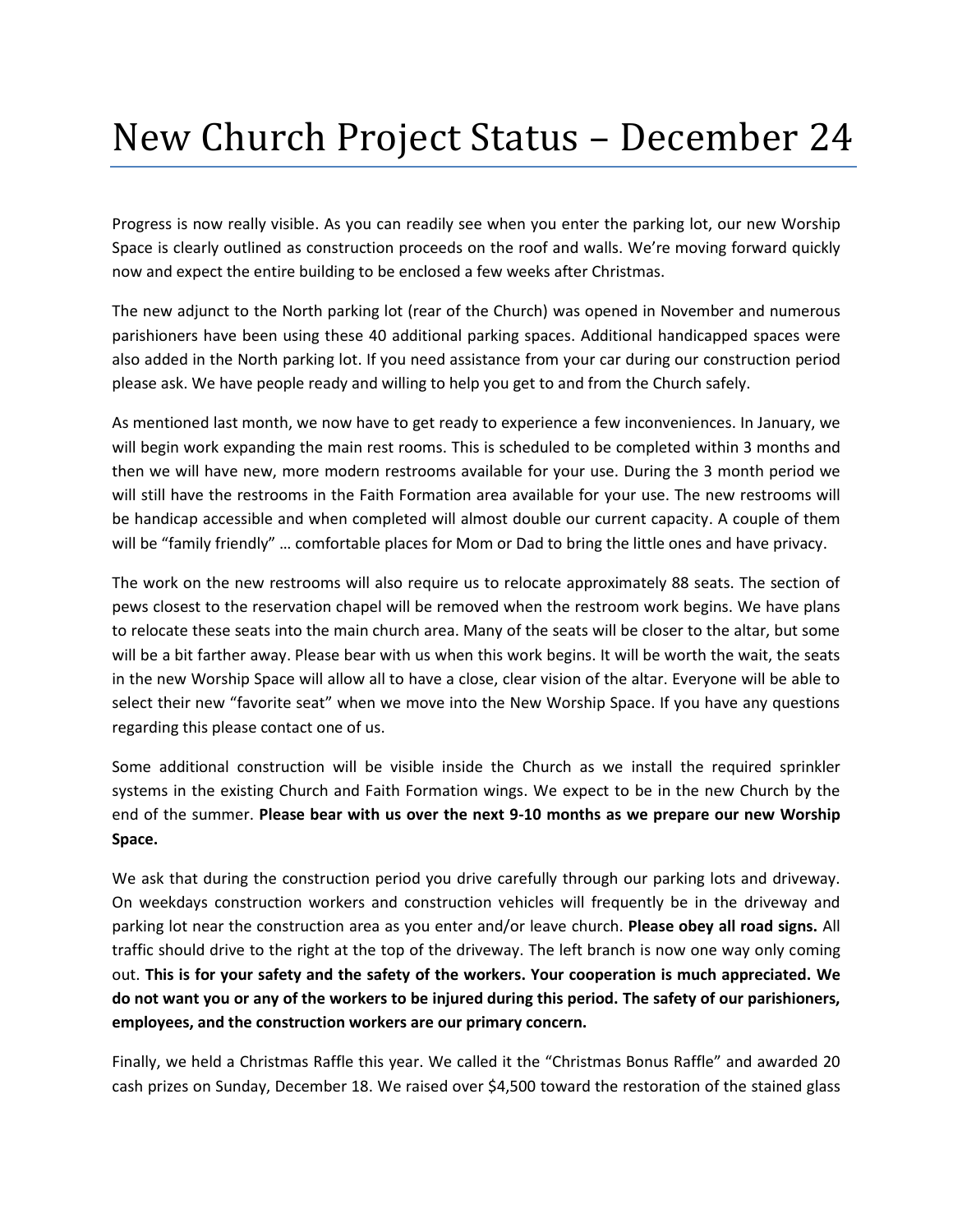# New Church Project Status – December 24

Progress is now really visible. As you can readily see when you enter the parking lot, our new Worship Space is clearly outlined as construction proceeds on the roof and walls. We're moving forward quickly now and expect the entire building to be enclosed a few weeks after Christmas.

The new adjunct to the North parking lot (rear of the Church) was opened in November and numerous parishioners have been using these 40 additional parking spaces. Additional handicapped spaces were also added in the North parking lot. If you need assistance from your car during our construction period please ask. We have people ready and willing to help you get to and from the Church safely.

As mentioned last month, we now have to get ready to experience a few inconveniences. In January, we will begin work expanding the main rest rooms. This is scheduled to be completed within 3 months and then we will have new, more modern restrooms available for your use. During the 3 month period we will still have the restrooms in the Faith Formation area available for your use. The new restrooms will be handicap accessible and when completed will almost double our current capacity. A couple of them will be "family friendly" … comfortable places for Mom or Dad to bring the little ones and have privacy.

The work on the new restrooms will also require us to relocate approximately 88 seats. The section of pews closest to the reservation chapel will be removed when the restroom work begins. We have plans to relocate these seats into the main church area. Many of the seats will be closer to the altar, but some will be a bit farther away. Please bear with us when this work begins. It will be worth the wait, the seats in the new Worship Space will allow all to have a close, clear vision of the altar. Everyone will be able to select their new "favorite seat" when we move into the New Worship Space. If you have any questions regarding this please contact one of us.

Some additional construction will be visible inside the Church as we install the required sprinkler systems in the existing Church and Faith Formation wings. We expect to be in the new Church by the end of the summer. **Please bear with us over the next 9-10 months as we prepare our new Worship Space.**

We ask that during the construction period you drive carefully through our parking lots and driveway. On weekdays construction workers and construction vehicles will frequently be in the driveway and parking lot near the construction area as you enter and/or leave church. **Please obey all road signs.** All traffic should drive to the right at the top of the driveway. The left branch is now one way only coming out. **This is for your safety and the safety of the workers. Your cooperation is much appreciated. We do not want you or any of the workers to be injured during this period. The safety of our parishioners, employees, and the construction workers are our primary concern.**

Finally, we held a Christmas Raffle this year. We called it the "Christmas Bonus Raffle" and awarded 20 cash prizes on Sunday, December 18. We raised over $4,500 toward the restoration of the stained glass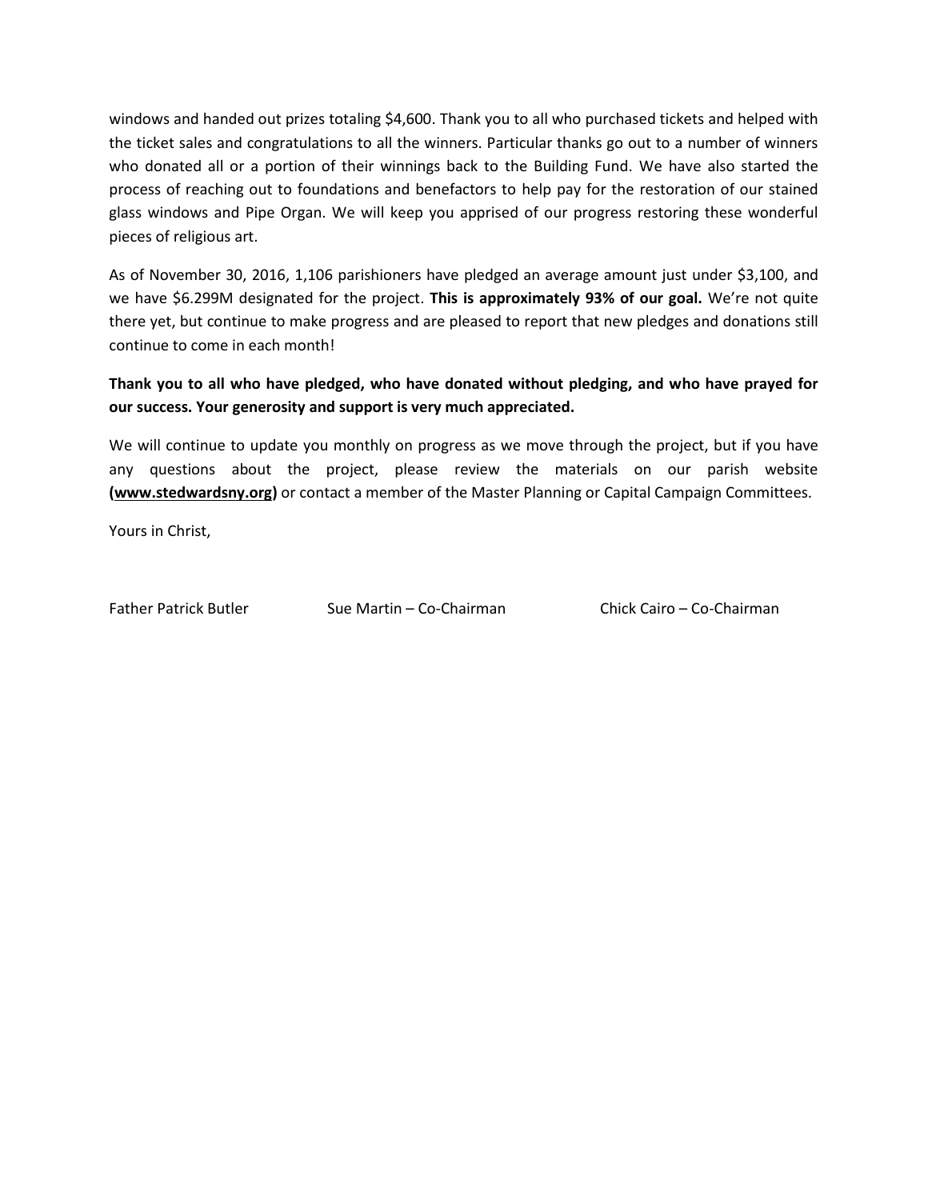windows and handed out prizes totaling $4,600. Thank you to all who purchased tickets and helped with the ticket sales and congratulations to all the winners. Particular thanks go out to a number of winners who donated all or a portion of their winnings back to the Building Fund. We have also started the process of reaching out to foundations and benefactors to help pay for the restoration of our stained glass windows and Pipe Organ. We will keep you apprised of our progress restoring these wonderful pieces of religious art.

As of November 30, 2016, 1,106 parishioners have pledged an average amount just under $3,100, and we have $6.299M designated for the project. **This is approximately 93% of our goal.** We're not quite there yet, but continue to make progress and are pleased to report that new pledges and donations still continue to come in each month!

**Thank you to all who have pledged, who have donated without pledging, and who have prayed for our success. Your generosity and support is very much appreciated.**

We will continue to update you monthly on progress as we move through the project, but if you have any questions about the project, please review the materials on our parish website **(www.stedwardsny.org)** or contact a member of the Master Planning or Capital Campaign Committees.

Yours in Christ,

Father Patrick Butler    Sue Martin – Co-Chairman    Chick Cairo – Co-Chairman